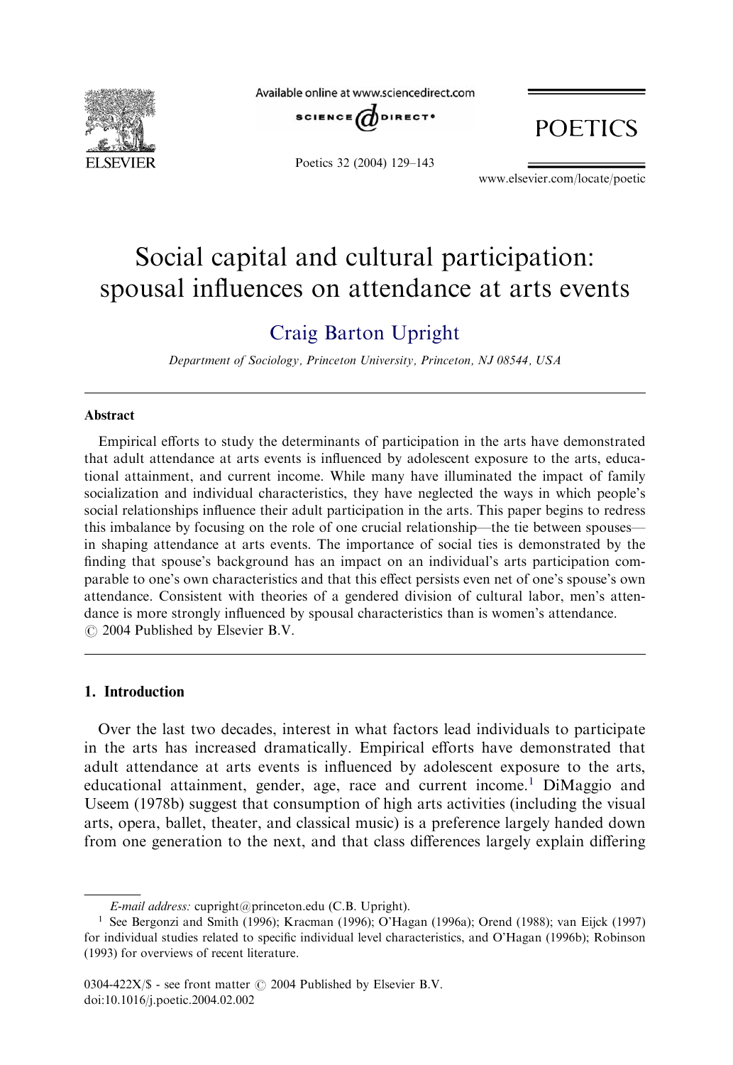# Social capital and cultural participation: spousal influences on attendance at arts events

Craig Barton Upright

*Department of Sociology, Princeton University, Princeton, NJ 08544, USA*

## Abstract

Empirical efforts to study the determinants of participation in the arts have demonstrated that adult attendance at arts events is influenced by adolescent exposure to the arts, educational attainment, and current income. While many have illuminated the impact of family socialization and individual characteristics, they have neglected the ways in which people's social relationships influence their adult participation in the arts. This paper begins to redress this imbalance by focusing on the role of one crucial relationship—the tie between spouses—in shaping attendance at arts events. The importance of social ties is demonstrated by the finding that spouse's background has an impact on an individual's arts participation comparable to one's own characteristics and that this effect persists even net of one's spouse's own attendance. Consistent with theories of a gendered division of cultural labor, men's attendance is more strongly influenced by spousal characteristics than is women's attendance.
© 2004 Published by Elsevier B.V.

## 1. Introduction

Over the last two decades, interest in what factors lead individuals to participate in the arts has increased dramatically. Empirical efforts have demonstrated that adult attendance at arts events is influenced by adolescent exposure to the arts, educational attainment, gender, age, race and current income.[1] DiMaggio and Useem (1978b) suggest that consumption of high arts activities (including the visual arts, opera, ballet, theater, and classical music) is a preference largely handed down from one generation to the next, and that class differences largely explain differing

*E-mail address:* cupright@princeton.edu (C.B. Upright).

[1] See Bergonzi and Smith (1996); Kracman (1996); O'Hagan (1996a); Orend (1988); van Eijck (1997) for individual studies related to specific individual level characteristics, and O'Hagan (1996b); Robinson (1993) for overviews of recent literature.

0304-422X/$ - see front matter © 2004 Published by Elsevier B.V.
doi:10.1016/j.poetic.2004.02.002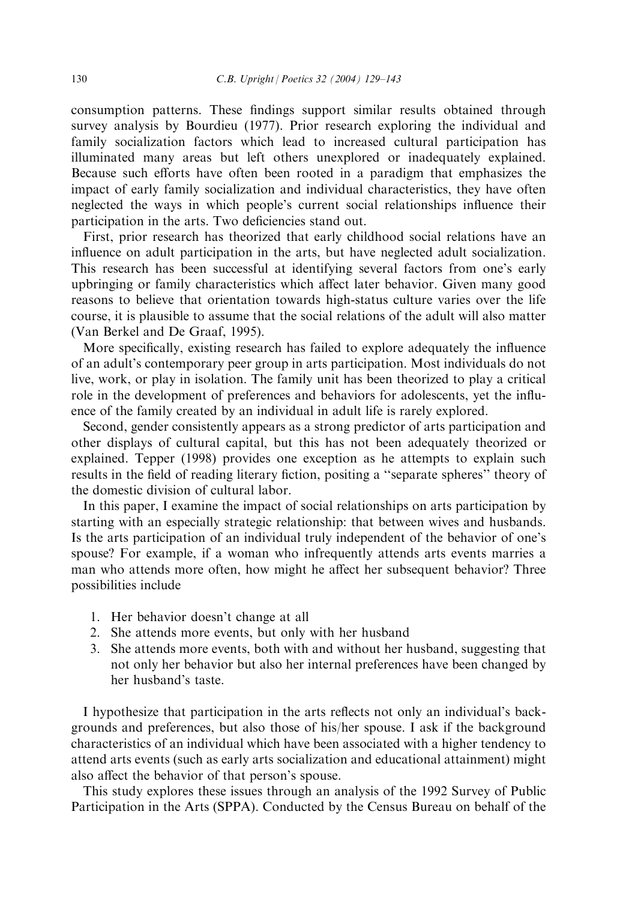consumption patterns. These findings support similar results obtained through survey analysis by Bourdieu (1977). Prior research exploring the individual and family socialization factors which lead to increased cultural participation has illuminated many areas but left others unexplored or inadequately explained. Because such efforts have often been rooted in a paradigm that emphasizes the impact of early family socialization and individual characteristics, they have often neglected the ways in which people's current social relationships influence their participation in the arts. Two deficiencies stand out.

First, prior research has theorized that early childhood social relations have an influence on adult participation in the arts, but have neglected adult socialization. This research has been successful at identifying several factors from one's early upbringing or family characteristics which affect later behavior. Given many good reasons to believe that orientation towards high-status culture varies over the life course, it is plausible to assume that the social relations of the adult will also matter (Van Berkel and De Graaf, 1995).

More specifically, existing research has failed to explore adequately the influence of an adult's contemporary peer group in arts participation. Most individuals do not live, work, or play in isolation. The family unit has been theorized to play a critical role in the development of preferences and behaviors for adolescents, yet the influence of the family created by an individual in adult life is rarely explored.

Second, gender consistently appears as a strong predictor of arts participation and other displays of cultural capital, but this has not been adequately theorized or explained. Tepper (1998) provides one exception as he attempts to explain such results in the field of reading literary fiction, positing a "separate spheres" theory of the domestic division of cultural labor.

In this paper, I examine the impact of social relationships on arts participation by starting with an especially strategic relationship: that between wives and husbands. Is the arts participation of an individual truly independent of the behavior of one's spouse? For example, if a woman who infrequently attends arts events marries a man who attends more often, how might he affect her subsequent behavior? Three possibilities include

1. Her behavior doesn't change at all
2. She attends more events, but only with her husband
3. She attends more events, both with and without her husband, suggesting that not only her behavior but also her internal preferences have been changed by her husband's taste.

I hypothesize that participation in the arts reflects not only an individual's backgrounds and preferences, but also those of his/her spouse. I ask if the background characteristics of an individual which have been associated with a higher tendency to attend arts events (such as early arts socialization and educational attainment) might also affect the behavior of that person's spouse.

This study explores these issues through an analysis of the 1992 Survey of Public Participation in the Arts (SPPA). Conducted by the Census Bureau on behalf of the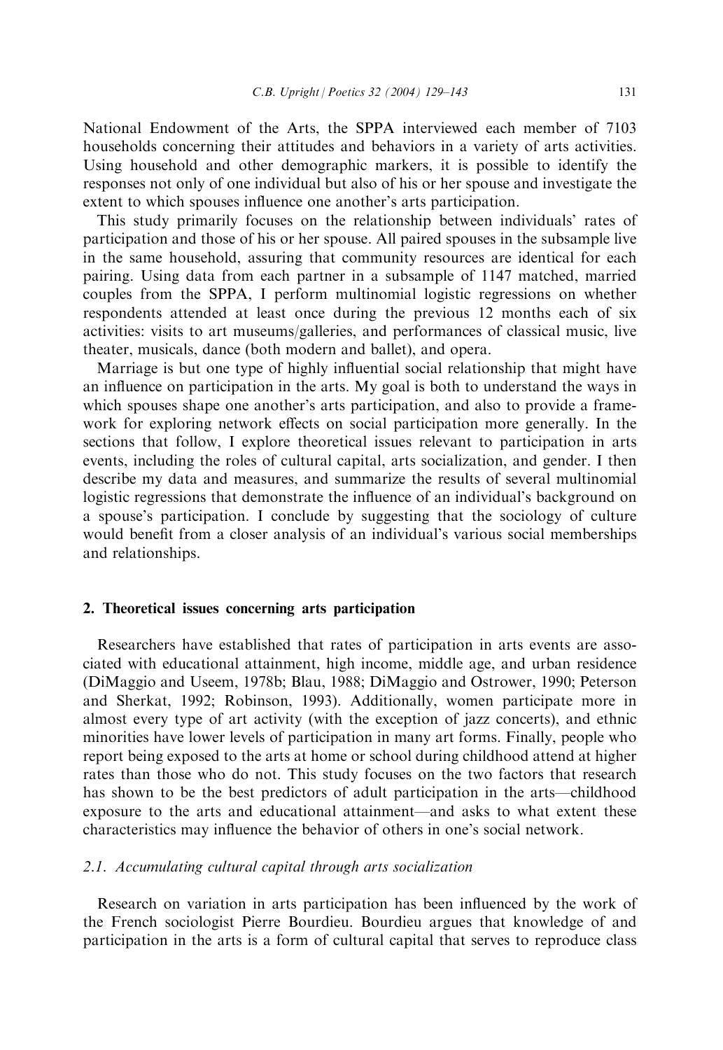National Endowment of the Arts, the SPPA interviewed each member of 7103 households concerning their attitudes and behaviors in a variety of arts activities. Using household and other demographic markers, it is possible to identify the responses not only of one individual but also of his or her spouse and investigate the extent to which spouses influence one another's arts participation.

This study primarily focuses on the relationship between individuals' rates of participation and those of his or her spouse. All paired spouses in the subsample live in the same household, assuring that community resources are identical for each pairing. Using data from each partner in a subsample of 1147 matched, married couples from the SPPA, I perform multinomial logistic regressions on whether respondents attended at least once during the previous 12 months each of six activities: visits to art museums/galleries, and performances of classical music, live theater, musicals, dance (both modern and ballet), and opera.

Marriage is but one type of highly influential social relationship that might have an influence on participation in the arts. My goal is both to understand the ways in which spouses shape one another's arts participation, and also to provide a framework for exploring network effects on social participation more generally. In the sections that follow, I explore theoretical issues relevant to participation in arts events, including the roles of cultural capital, arts socialization, and gender. I then describe my data and measures, and summarize the results of several multinomial logistic regressions that demonstrate the influence of an individual's background on a spouse's participation. I conclude by suggesting that the sociology of culture would benefit from a closer analysis of an individual's various social memberships and relationships.

## 2. Theoretical issues concerning arts participation

Researchers have established that rates of participation in arts events are associated with educational attainment, high income, middle age, and urban residence (DiMaggio and Useem, 1978b; Blau, 1988; DiMaggio and Ostrower, 1990; Peterson and Sherkat, 1992; Robinson, 1993). Additionally, women participate more in almost every type of art activity (with the exception of jazz concerts), and ethnic minorities have lower levels of participation in many art forms. Finally, people who report being exposed to the arts at home or school during childhood attend at higher rates than those who do not. This study focuses on the two factors that research has shown to be the best predictors of adult participation in the arts—childhood exposure to the arts and educational attainment—and asks to what extent these characteristics may influence the behavior of others in one's social network.

### 2.1. *Accumulating cultural capital through arts socialization*

Research on variation in arts participation has been influenced by the work of the French sociologist Pierre Bourdieu. Bourdieu argues that knowledge of and participation in the arts is a form of cultural capital that serves to reproduce class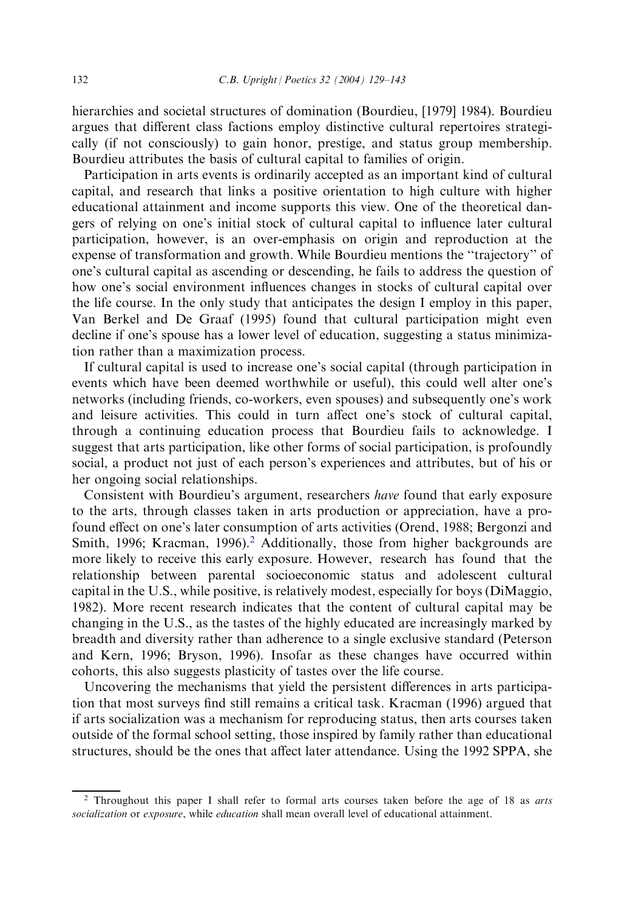hierarchies and societal structures of domination (Bourdieu, [1979] 1984). Bourdieu argues that different class factions employ distinctive cultural repertoires strategically (if not consciously) to gain honor, prestige, and status group membership. Bourdieu attributes the basis of cultural capital to families of origin.

Participation in arts events is ordinarily accepted as an important kind of cultural capital, and research that links a positive orientation to high culture with higher educational attainment and income supports this view. One of the theoretical dangers of relying on one's initial stock of cultural capital to influence later cultural participation, however, is an over-emphasis on origin and reproduction at the expense of transformation and growth. While Bourdieu mentions the "trajectory" of one's cultural capital as ascending or descending, he fails to address the question of how one's social environment influences changes in stocks of cultural capital over the life course. In the only study that anticipates the design I employ in this paper, Van Berkel and De Graaf (1995) found that cultural participation might even decline if one's spouse has a lower level of education, suggesting a status minimization rather than a maximization process.

If cultural capital is used to increase one's social capital (through participation in events which have been deemed worthwhile or useful), this could well alter one's networks (including friends, co-workers, even spouses) and subsequently one's work and leisure activities. This could in turn affect one's stock of cultural capital, through a continuing education process that Bourdieu fails to acknowledge. I suggest that arts participation, like other forms of social participation, is profoundly social, a product not just of each person's experiences and attributes, but of his or her ongoing social relationships.

Consistent with Bourdieu's argument, researchers *have* found that early exposure to the arts, through classes taken in arts production or appreciation, have a profound effect on one's later consumption of arts activities (Orend, 1988; Bergonzi and Smith, 1996; Kracman, 1996).[2] Additionally, those from higher backgrounds are more likely to receive this early exposure. However, research has found that the relationship between parental socioeconomic status and adolescent cultural capital in the U.S., while positive, is relatively modest, especially for boys (DiMaggio, 1982). More recent research indicates that the content of cultural capital may be changing in the U.S., as the tastes of the highly educated are increasingly marked by breadth and diversity rather than adherence to a single exclusive standard (Peterson and Kern, 1996; Bryson, 1996). Insofar as these changes have occurred within cohorts, this also suggests plasticity of tastes over the life course.

Uncovering the mechanisms that yield the persistent differences in arts participation that most surveys find still remains a critical task. Kracman (1996) argued that if arts socialization was a mechanism for reproducing status, then arts courses taken outside of the formal school setting, those inspired by family rather than educational structures, should be the ones that affect later attendance. Using the 1992 SPPA, she

[2] Throughout this paper I shall refer to formal arts courses taken before the age of 18 as *arts socialization* or *exposure*, while *education* shall mean overall level of educational attainment.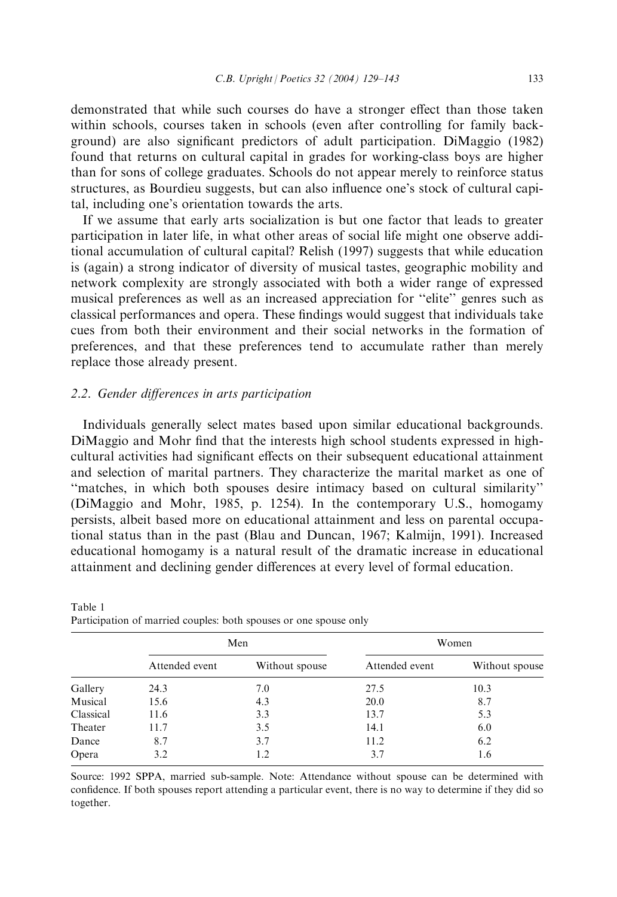demonstrated that while such courses do have a stronger effect than those taken within schools, courses taken in schools (even after controlling for family background) are also significant predictors of adult participation. DiMaggio (1982) found that returns on cultural capital in grades for working-class boys are higher than for sons of college graduates. Schools do not appear merely to reinforce status structures, as Bourdieu suggests, but can also influence one's stock of cultural capital, including one's orientation towards the arts.

If we assume that early arts socialization is but one factor that leads to greater participation in later life, in what other areas of social life might one observe additional accumulation of cultural capital? Relish (1997) suggests that while education is (again) a strong indicator of diversity of musical tastes, geographic mobility and network complexity are strongly associated with both a wider range of expressed musical preferences as well as an increased appreciation for "elite" genres such as classical performances and opera. These findings would suggest that individuals take cues from both their environment and their social networks in the formation of preferences, and that these preferences tend to accumulate rather than merely replace those already present.

### *2.2. Gender differences in arts participation*

Individuals generally select mates based upon similar educational backgrounds. DiMaggio and Mohr find that the interests high school students expressed in high-cultural activities had significant effects on their subsequent educational attainment and selection of marital partners. They characterize the marital market as one of "matches, in which both spouses desire intimacy based on cultural similarity" (DiMaggio and Mohr, 1985, p. 1254). In the contemporary U.S., homogamy persists, albeit based more on educational attainment and less on parental occupational status than in the past (Blau and Duncan, 1967; Kalmijn, 1991). Increased educational homogamy is a natural result of the dramatic increase in educational attainment and declining gender differences at every level of formal education.

Table 1
Participation of married couples: both spouses or one spouse only

| | Men | | Women | |
|---|---|---|---|---|
| | Attended event | Without spouse | Attended event | Without spouse |
| Gallery | 24.3 | 7.0 | 27.5 | 10.3 |
| Musical | 15.6 | 4.3 | 20.0 | 8.7 |
| Classical | 11.6 | 3.3 | 13.7 | 5.3 |
| Theater | 11.7 | 3.5 | 14.1 | 6.0 |
| Dance | 8.7 | 3.7 | 11.2 | 6.2 |
| Opera | 3.2 | 1.2 | 3.7 | 1.6 |

Source: 1992 SPPA, married sub-sample. Note: Attendance without spouse can be determined with confidence. If both spouses report attending a particular event, there is no way to determine if they did so together.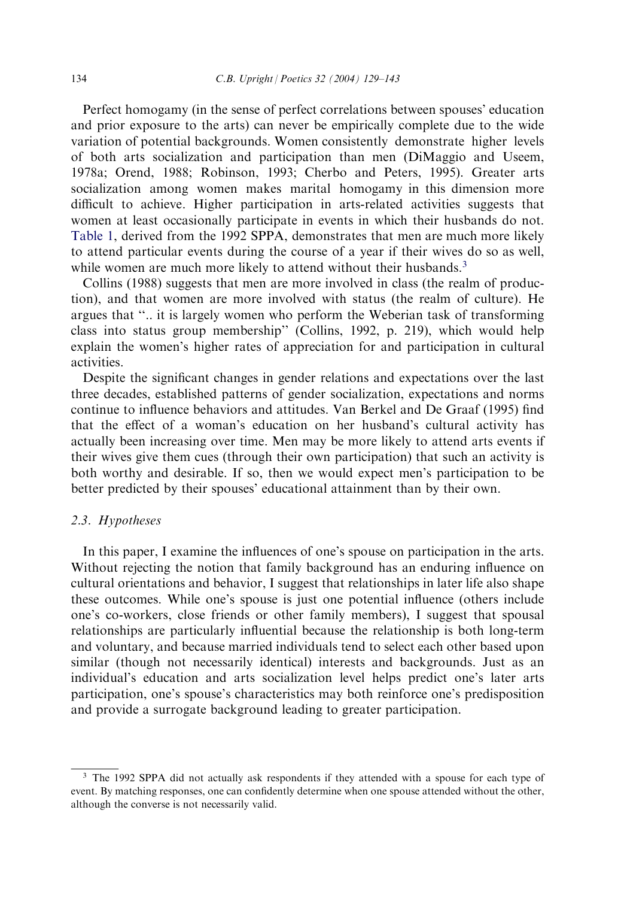Perfect homogamy (in the sense of perfect correlations between spouses' education and prior exposure to the arts) can never be empirically complete due to the wide variation of potential backgrounds. Women consistently demonstrate higher levels of both arts socialization and participation than men (DiMaggio and Useem, 1978a; Orend, 1988; Robinson, 1993; Cherbo and Peters, 1995). Greater arts socialization among women makes marital homogamy in this dimension more difficult to achieve. Higher participation in arts-related activities suggests that women at least occasionally participate in events in which their husbands do not. Table 1, derived from the 1992 SPPA, demonstrates that men are much more likely to attend particular events during the course of a year if their wives do so as well, while women are much more likely to attend without their husbands.[3]

Collins (1988) suggests that men are more involved in class (the realm of production), and that women are more involved with status (the realm of culture). He argues that ".. it is largely women who perform the Weberian task of transforming class into status group membership" (Collins, 1992, p. 219), which would help explain the women's higher rates of appreciation for and participation in cultural activities.

Despite the significant changes in gender relations and expectations over the last three decades, established patterns of gender socialization, expectations and norms continue to influence behaviors and attitudes. Van Berkel and De Graaf (1995) find that the effect of a woman's education on her husband's cultural activity has actually been increasing over time. Men may be more likely to attend arts events if their wives give them cues (through their own participation) that such an activity is both worthy and desirable. If so, then we would expect men's participation to be better predicted by their spouses' educational attainment than by their own.

### *2.3. Hypotheses*

In this paper, I examine the influences of one's spouse on participation in the arts. Without rejecting the notion that family background has an enduring influence on cultural orientations and behavior, I suggest that relationships in later life also shape these outcomes. While one's spouse is just one potential influence (others include one's co-workers, close friends or other family members), I suggest that spousal relationships are particularly influential because the relationship is both long-term and voluntary, and because married individuals tend to select each other based upon similar (though not necessarily identical) interests and backgrounds. Just as an individual's education and arts socialization level helps predict one's later arts participation, one's spouse's characteristics may both reinforce one's predisposition and provide a surrogate background leading to greater participation.

[3] The 1992 SPPA did not actually ask respondents if they attended with a spouse for each type of event. By matching responses, one can confidently determine when one spouse attended without the other, although the converse is not necessarily valid.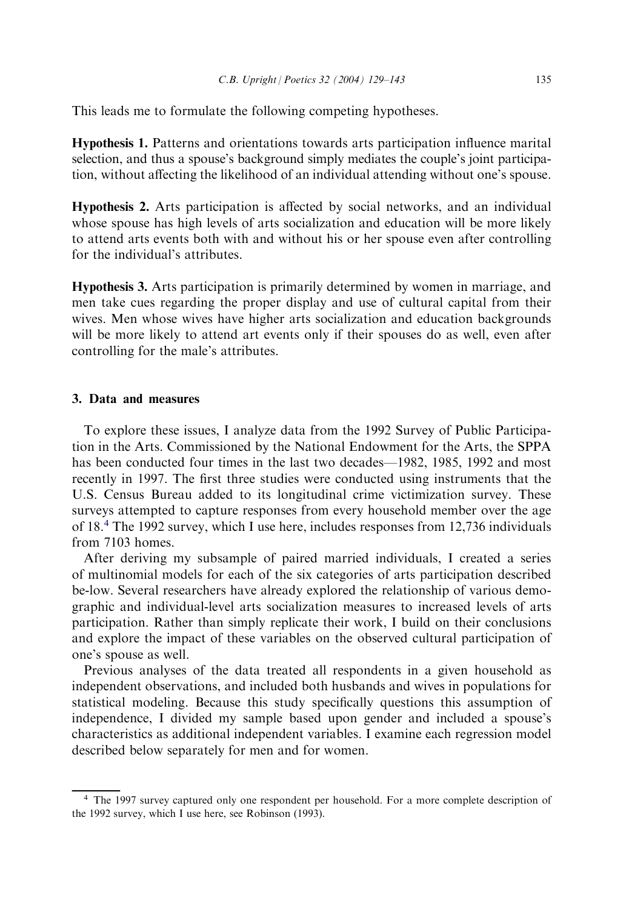This leads me to formulate the following competing hypotheses.

**Hypothesis 1.** Patterns and orientations towards arts participation influence marital selection, and thus a spouse's background simply mediates the couple's joint participation, without affecting the likelihood of an individual attending without one's spouse.

**Hypothesis 2.** Arts participation is affected by social networks, and an individual whose spouse has high levels of arts socialization and education will be more likely to attend arts events both with and without his or her spouse even after controlling for the individual's attributes.

**Hypothesis 3.** Arts participation is primarily determined by women in marriage, and men take cues regarding the proper display and use of cultural capital from their wives. Men whose wives have higher arts socialization and education backgrounds will be more likely to attend art events only if their spouses do as well, even after controlling for the male's attributes.

## 3. Data and measures

To explore these issues, I analyze data from the 1992 Survey of Public Participation in the Arts. Commissioned by the National Endowment for the Arts, the SPPA has been conducted four times in the last two decades—1982, 1985, 1992 and most recently in 1997. The first three studies were conducted using instruments that the U.S. Census Bureau added to its longitudinal crime victimization survey. These surveys attempted to capture responses from every household member over the age of 18.[4] The 1992 survey, which I use here, includes responses from 12,736 individuals from 7103 homes.

After deriving my subsample of paired married individuals, I created a series of multinomial models for each of the six categories of arts participation described be-low. Several researchers have already explored the relationship of various demographic and individual-level arts socialization measures to increased levels of arts participation. Rather than simply replicate their work, I build on their conclusions and explore the impact of these variables on the observed cultural participation of one's spouse as well.

Previous analyses of the data treated all respondents in a given household as independent observations, and included both husbands and wives in populations for statistical modeling. Because this study specifically questions this assumption of independence, I divided my sample based upon gender and included a spouse's characteristics as additional independent variables. I examine each regression model described below separately for men and for women.

[4] The 1997 survey captured only one respondent per household. For a more complete description of the 1992 survey, which I use here, see Robinson (1993).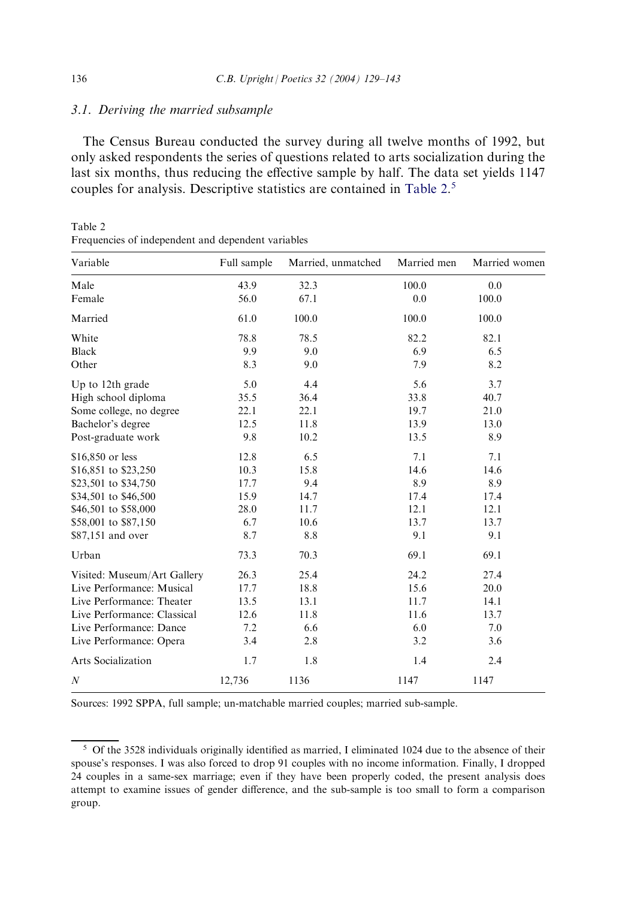### 3.1. Deriving the married subsample

The Census Bureau conducted the survey during all twelve months of 1992, but only asked respondents the series of questions related to arts socialization during the last six months, thus reducing the effective sample by half. The data set yields 1147 couples for analysis. Descriptive statistics are contained in Table 2.[5]

Table 2
Frequencies of independent and dependent variables

| Variable | Full sample | Married, unmatched | Married men | Married women |
|---|---|---|---|---|
| Male | 43.9 | 32.3 | 100.0 | 0.0 |
| Female | 56.0 | 67.1 | 0.0 | 100.0 |
| Married | 61.0 | 100.0 | 100.0 | 100.0 |
| White | 78.8 | 78.5 | 82.2 | 82.1 |
| Black | 9.9 | 9.0 | 6.9 | 6.5 |
| Other | 8.3 | 9.0 | 7.9 | 8.2 |
| Up to 12th grade | 5.0 | 4.4 | 5.6 | 3.7 |
| High school diploma | 35.5 | 36.4 | 33.8 | 40.7 |
| Some college, no degree | 22.1 | 22.1 | 19.7 | 21.0 |
| Bachelor's degree | 12.5 | 11.8 | 13.9 | 13.0 |
| Post-graduate work | 9.8 | 10.2 | 13.5 | 8.9 |
| $16,850 or less | 12.8 | 6.5 | 7.1 | 7.1 |
| $16,851 to $23,250 | 10.3 | 15.8 | 14.6 | 14.6 |
| $23,501 to $34,750 | 17.7 | 9.4 | 8.9 | 8.9 |
| $34,501 to $46,500 | 15.9 | 14.7 | 17.4 | 17.4 |
| $46,501 to $58,000 | 28.0 | 11.7 | 12.1 | 12.1 |
| $58,001 to $87,150 | 6.7 | 10.6 | 13.7 | 13.7 |
| $87,151 and over | 8.7 | 8.8 | 9.1 | 9.1 |
| Urban | 73.3 | 70.3 | 69.1 | 69.1 |
| Visited: Museum/Art Gallery | 26.3 | 25.4 | 24.2 | 27.4 |
| Live Performance: Musical | 17.7 | 18.8 | 15.6 | 20.0 |
| Live Performance: Theater | 13.5 | 13.1 | 11.7 | 14.1 |
| Live Performance: Classical | 12.6 | 11.8 | 11.6 | 13.7 |
| Live Performance: Dance | 7.2 | 6.6 | 6.0 | 7.0 |
| Live Performance: Opera | 3.4 | 2.8 | 3.2 | 3.6 |
| Arts Socialization | 1.7 | 1.8 | 1.4 | 2.4 |
| *N* | 12,736 | 1136 | 1147 | 1147 |

Sources: 1992 SPPA, full sample; un-matchable married couples; married sub-sample.

[5] Of the 3528 individuals originally identified as married, I eliminated 1024 due to the absence of their spouse's responses. I was also forced to drop 91 couples with no income information. Finally, I dropped 24 couples in a same-sex marriage; even if they have been properly coded, the present analysis does attempt to examine issues of gender difference, and the sub-sample is too small to form a comparison group.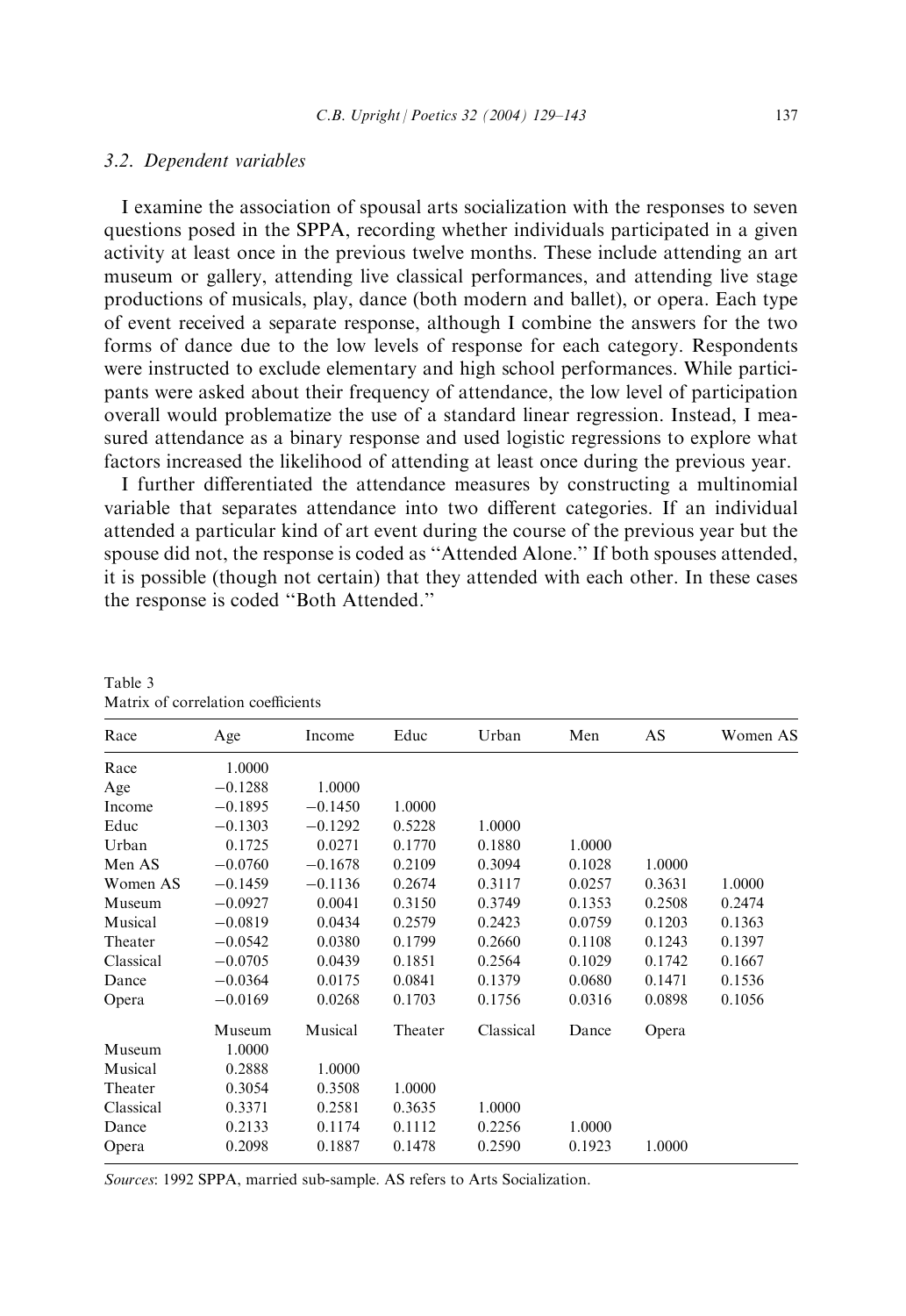### 3.2. Dependent variables

I examine the association of spousal arts socialization with the responses to seven questions posed in the SPPA, recording whether individuals participated in a given activity at least once in the previous twelve months. These include attending an art museum or gallery, attending live classical performances, and attending live stage productions of musicals, play, dance (both modern and ballet), or opera. Each type of event received a separate response, although I combine the answers for the two forms of dance due to the low levels of response for each category. Respondents were instructed to exclude elementary and high school performances. While participants were asked about their frequency of attendance, the low level of participation overall would problematize the use of a standard linear regression. Instead, I measured attendance as a binary response and used logistic regressions to explore what factors increased the likelihood of attending at least once during the previous year.

I further differentiated the attendance measures by constructing a multinomial variable that separates attendance into two different categories. If an individual attended a particular kind of art event during the course of the previous year but the spouse did not, the response is coded as "Attended Alone." If both spouses attended, it is possible (though not certain) that they attended with each other. In these cases the response is coded "Both Attended."

Table 3
Matrix of correlation coefficients

| | Race | Age | Income | Educ | Urban | Men AS | Women AS |
|---|---|---|---|---|---|---|---|
| Race | 1.0000 | | | | | | |
| Age | −0.1288 | 1.0000 | | | | | |
| Income | −0.1895 | −0.1450 | 1.0000 | | | | |
| Educ | −0.1303 | −0.1292 | 0.5228 | 1.0000 | | | |
| Urban | 0.1725 | 0.0271 | 0.1770 | 0.1880 | 1.0000 | | |
| Men AS | −0.0760 | −0.1678 | 0.2109 | 0.3094 | 0.1028 | 1.0000 | |
| Women AS | −0.1459 | −0.1136 | 0.2674 | 0.3117 | 0.0257 | 0.3631 | 1.0000 |
| Museum | −0.0927 | 0.0041 | 0.3150 | 0.3749 | 0.1353 | 0.2508 | 0.2474 |
| Musical | −0.0819 | 0.0434 | 0.2579 | 0.2423 | 0.0759 | 0.1203 | 0.1363 |
| Theater | −0.0542 | 0.0380 | 0.1799 | 0.2660 | 0.1108 | 0.1243 | 0.1397 |
| Classical | −0.0705 | 0.0439 | 0.1851 | 0.2564 | 0.1029 | 0.1742 | 0.1667 |
| Dance | −0.0364 | 0.0175 | 0.0841 | 0.1379 | 0.0680 | 0.1471 | 0.1536 |
| Opera | −0.0169 | 0.0268 | 0.1703 | 0.1756 | 0.0316 | 0.0898 | 0.1056 |
| | Museum | Musical | Theater | Classical | Dance | Opera | |
| Museum | 1.0000 | | | | | | |
| Musical | 0.2888 | 1.0000 | | | | | |
| Theater | 0.3054 | 0.3508 | 1.0000 | | | | |
| Classical | 0.3371 | 0.2581 | 0.3635 | 1.0000 | | | |
| Dance | 0.2133 | 0.1174 | 0.1112 | 0.2256 | 1.0000 | | |
| Opera | 0.2098 | 0.1887 | 0.1478 | 0.2590 | 0.1923 | 1.0000 | |

*Sources*: 1992 SPPA, married sub-sample. AS refers to Arts Socialization.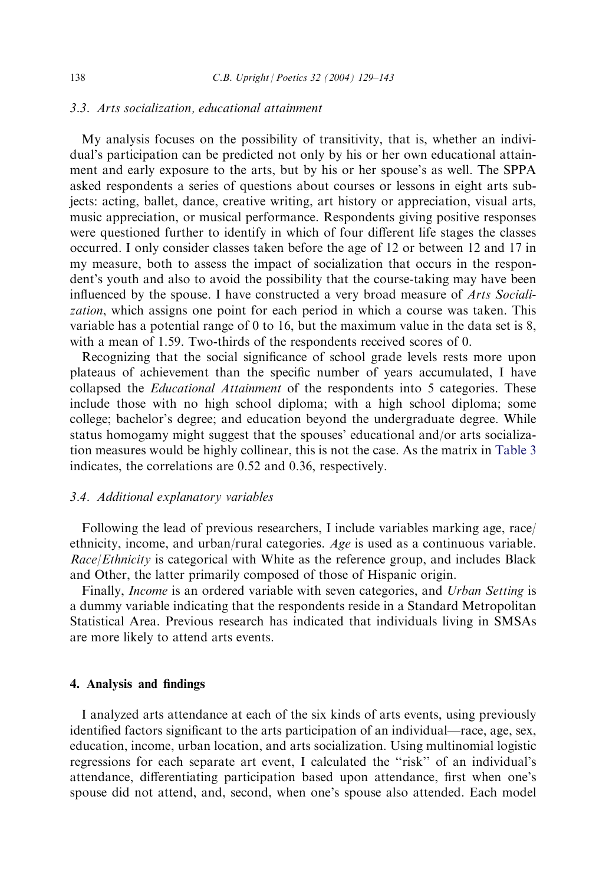### 3.3. Arts socialization, educational attainment

My analysis focuses on the possibility of transitivity, that is, whether an individual's participation can be predicted not only by his or her own educational attainment and early exposure to the arts, but by his or her spouse's as well. The SPPA asked respondents a series of questions about courses or lessons in eight arts subjects: acting, ballet, dance, creative writing, art history or appreciation, visual arts, music appreciation, or musical performance. Respondents giving positive responses were questioned further to identify in which of four different life stages the classes occurred. I only consider classes taken before the age of 12 or between 12 and 17 in my measure, both to assess the impact of socialization that occurs in the respondent's youth and also to avoid the possibility that the course-taking may have been influenced by the spouse. I have constructed a very broad measure of *Arts Socialization*, which assigns one point for each period in which a course was taken. This variable has a potential range of 0 to 16, but the maximum value in the data set is 8, with a mean of 1.59. Two-thirds of the respondents received scores of 0.

Recognizing that the social significance of school grade levels rests more upon plateaus of achievement than the specific number of years accumulated, I have collapsed the *Educational Attainment* of the respondents into 5 categories. These include those with no high school diploma; with a high school diploma; some college; bachelor's degree; and education beyond the undergraduate degree. While status homogamy might suggest that the spouses' educational and/or arts socialization measures would be highly collinear, this is not the case. As the matrix in Table 3 indicates, the correlations are 0.52 and 0.36, respectively.

### 3.4. Additional explanatory variables

Following the lead of previous researchers, I include variables marking age, race/ethnicity, income, and urban/rural categories. *Age* is used as a continuous variable. *Race/Ethnicity* is categorical with White as the reference group, and includes Black and Other, the latter primarily composed of those of Hispanic origin.

Finally, *Income* is an ordered variable with seven categories, and *Urban Setting* is a dummy variable indicating that the respondents reside in a Standard Metropolitan Statistical Area. Previous research has indicated that individuals living in SMSAs are more likely to attend arts events.

## 4. Analysis and findings

I analyzed arts attendance at each of the six kinds of arts events, using previously identified factors significant to the arts participation of an individual—race, age, sex, education, income, urban location, and arts socialization. Using multinomial logistic regressions for each separate art event, I calculated the "risk" of an individual's attendance, differentiating participation based upon attendance, first when one's spouse did not attend, and, second, when one's spouse also attended. Each model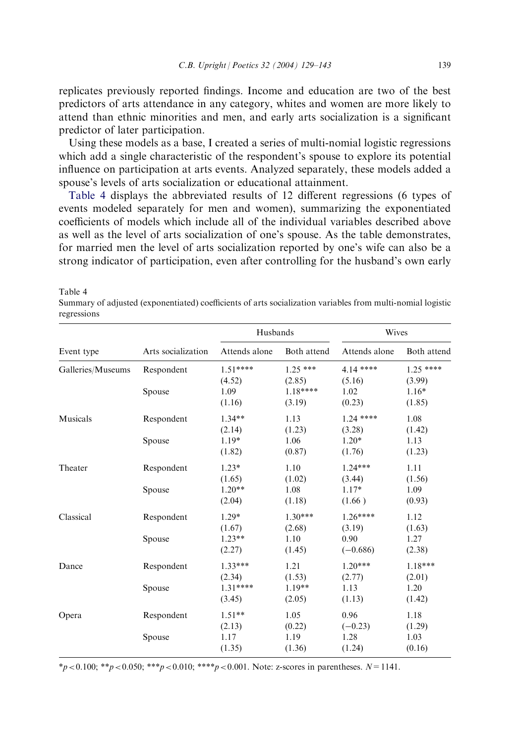replicates previously reported findings. Income and education are two of the best predictors of arts attendance in any category, whites and women are more likely to attend than ethnic minorities and men, and early arts socialization is a significant predictor of later participation.

Using these models as a base, I created a series of multi-nomial logistic regressions which add a single characteristic of the respondent's spouse to explore its potential influence on participation at arts events. Analyzed separately, these models added a spouse's levels of arts socialization or educational attainment.

Table 4 displays the abbreviated results of 12 different regressions (6 types of events modeled separately for men and women), summarizing the exponentiated coefficients of models which include all of the individual variables described above as well as the level of arts socialization of one's spouse. As the table demonstrates, for married men the level of arts socialization reported by one's wife can also be a strong indicator of participation, even after controlling for the husband's own early

Table 4
Summary of adjusted (exponentiated) coefficients of arts socialization variables from multi-nomial logistic regressions

| Event type | Arts socialization | Husbands | | Wives | |
|---|---|---|---|---|---|
| | | Attends alone | Both attend | Attends alone | Both attend |
| Galleries/Museums | Respondent | 1.51****<br>(4.52) | 1.25 ***<br>(2.85) | 4.14 ****<br>(5.16) | 1.25 ****<br>(3.99) |
| | Spouse | 1.09<br>(1.16) | 1.18****<br>(3.19) | 1.02<br>(0.23) | 1.16*<br>(1.85) |
| Musicals | Respondent | 1.34**<br>(2.14) | 1.13<br>(1.23) | 1.24 ****<br>(3.28) | 1.08<br>(1.42) |
| | Spouse | 1.19*<br>(1.82) | 1.06<br>(0.87) | 1.20*<br>(1.76) | 1.13<br>(1.23) |
| Theater | Respondent | 1.23*<br>(1.65) | 1.10<br>(1.02) | 1.24***<br>(3.44) | 1.11<br>(1.56) |
| | Spouse | 1.20**<br>(2.04) | 1.08<br>(1.18) | 1.17*<br>(1.66 ) | 1.09<br>(0.93) |
| Classical | Respondent | 1.29*<br>(1.67) | 1.30***<br>(2.68) | 1.26****<br>(3.19) | 1.12<br>(1.63) |
| | Spouse | 1.23**<br>(2.27) | 1.10<br>(1.45) | 0.90<br>(−0.686) | 1.27<br>(2.38) |
| Dance | Respondent | 1.33***<br>(2.34) | 1.21<br>(1.53) | 1.20***<br>(2.77) | 1.18***<br>(2.01) |
| | Spouse | 1.31****<br>(3.45) | 1.19**<br>(2.05) | 1.13<br>(1.13) | 1.20<br>(1.42) |
| Opera | Respondent | 1.51**<br>(2.13) | 1.05<br>(0.22) | 0.96<br>(−0.23) | 1.18<br>(1.29) |
| | Spouse | 1.17<br>(1.35) | 1.19<br>(1.36) | 1.28<br>(1.24) | 1.03<br>(0.16) |

*$p < 0.100$; **$p < 0.050$; ***$p < 0.010$; ****$p < 0.001$. Note: z-scores in parentheses. $N = 1141$.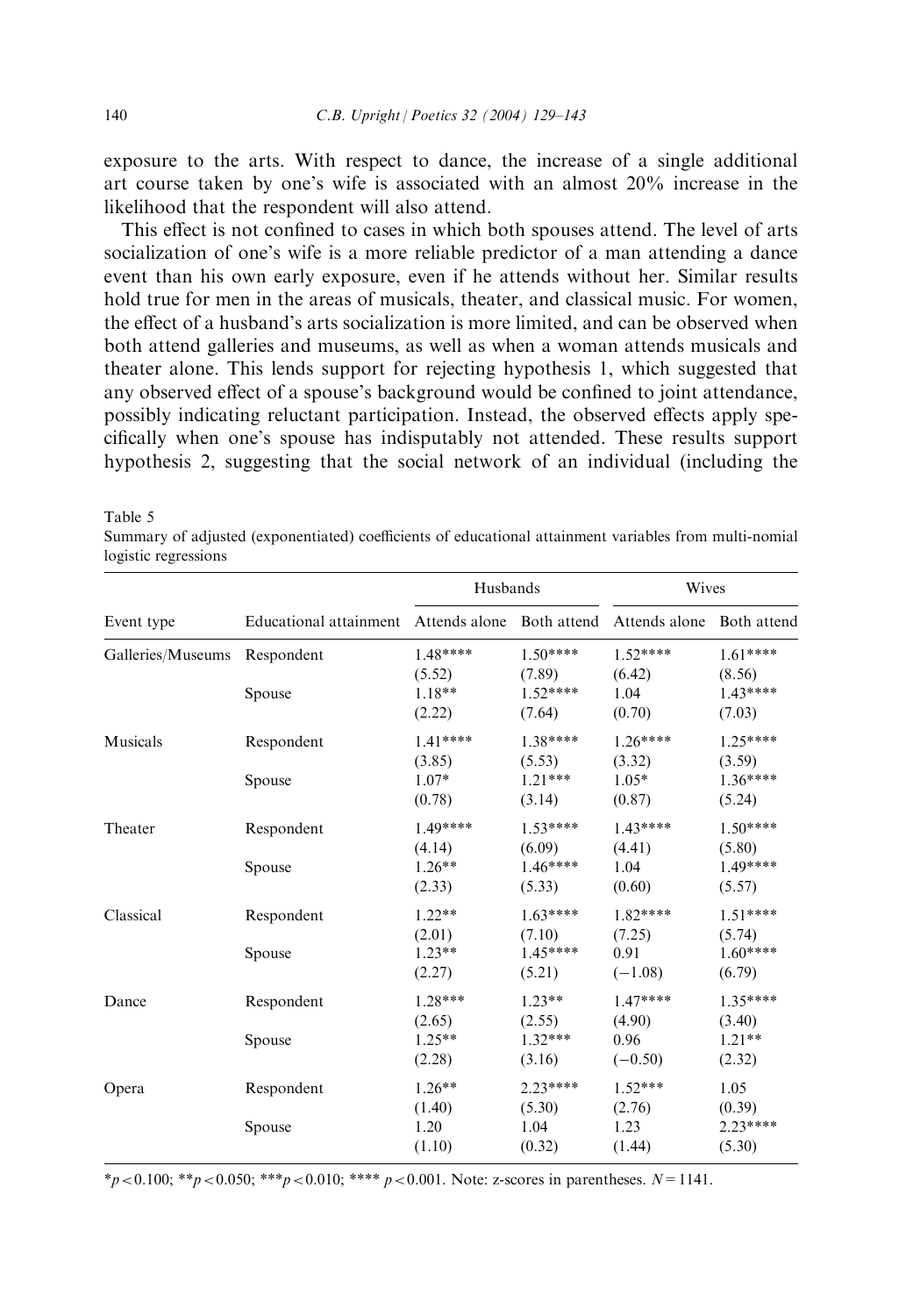exposure to the arts. With respect to dance, the increase of a single additional art course taken by one's wife is associated with an almost 20% increase in the likelihood that the respondent will also attend.

This effect is not confined to cases in which both spouses attend. The level of arts socialization of one's wife is a more reliable predictor of a man attending a dance event than his own early exposure, even if he attends without her. Similar results hold true for men in the areas of musicals, theater, and classical music. For women, the effect of a husband's arts socialization is more limited, and can be observed when both attend galleries and museums, as well as when a woman attends musicals and theater alone. This lends support for rejecting hypothesis 1, which suggested that any observed effect of a spouse's background would be confined to joint attendance, possibly indicating reluctant participation. Instead, the observed effects apply specifically when one's spouse has indisputably not attended. These results support hypothesis 2, suggesting that the social network of an individual (including the

Table 5
Summary of adjusted (exponentiated) coefficients of educational attainment variables from multi-nomial logistic regressions

| | | Husbands | | Wives | |
|---|---|---|---|---|---|
| Event type | Educational attainment | Attends alone | Both attend | Attends alone | Both attend |
| Galleries/Museums | Respondent | 1.48**** | 1.50**** | 1.52**** | 1.61**** |
| | | (5.52) | (7.89) | (6.42) | (8.56) |
| | Spouse | 1.18** | 1.52**** | 1.04 | 1.43**** |
| | | (2.22) | (7.64) | (0.70) | (7.03) |
| Musicals | Respondent | 1.41**** | 1.38**** | 1.26**** | 1.25**** |
| | | (3.85) | (5.53) | (3.32) | (3.59) |
| | Spouse | 1.07* | 1.21*** | 1.05* | 1.36**** |
| | | (0.78) | (3.14) | (0.87) | (5.24) |
| Theater | Respondent | 1.49**** | 1.53**** | 1.43**** | 1.50**** |
| | | (4.14) | (6.09) | (4.41) | (5.80) |
| | Spouse | 1.26** | 1.46**** | 1.04 | 1.49**** |
| | | (2.33) | (5.33) | (0.60) | (5.57) |
| Classical | Respondent | 1.22** | 1.63**** | 1.82**** | 1.51**** |
| | | (2.01) | (7.10) | (7.25) | (5.74) |
| | Spouse | 1.23** | 1.45**** | 0.91 | 1.60**** |
| | | (2.27) | (5.21) | (−1.08) | (6.79) |
| Dance | Respondent | 1.28*** | 1.23** | 1.47**** | 1.35**** |
| | | (2.65) | (2.55) | (4.90) | (3.40) |
| | Spouse | 1.25** | 1.32*** | 0.96 | 1.21** |
| | | (2.28) | (3.16) | (−0.50) | (2.32) |
| Opera | Respondent | 1.26** | 2.23**** | 1.52*** | 1.05 |
| | | (1.40) | (5.30) | (2.76) | (0.39) |
| | Spouse | 1.20 | 1.04 | 1.23 | 2.23**** |
| | | (1.10) | (0.32) | (1.44) | (5.30) |

*$p < 0.100$; **$p < 0.050$; ***$p < 0.010$; **** $p < 0.001$. Note: z-scores in parentheses. $N = 1141$.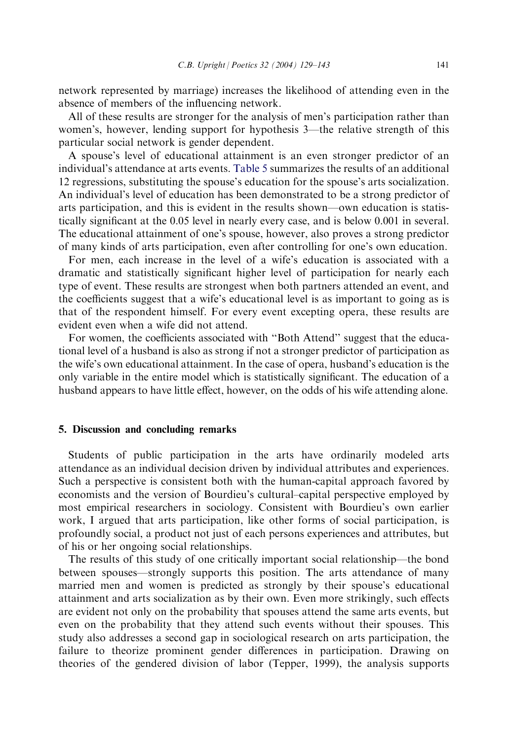network represented by marriage) increases the likelihood of attending even in the absence of members of the influencing network.

All of these results are stronger for the analysis of men's participation rather than women's, however, lending support for hypothesis 3—the relative strength of this particular social network is gender dependent.

A spouse's level of educational attainment is an even stronger predictor of an individual's attendance at arts events. Table 5 summarizes the results of an additional 12 regressions, substituting the spouse's education for the spouse's arts socialization. An individual's level of education has been demonstrated to be a strong predictor of arts participation, and this is evident in the results shown—own education is statistically significant at the 0.05 level in nearly every case, and is below 0.001 in several. The educational attainment of one's spouse, however, also proves a strong predictor of many kinds of arts participation, even after controlling for one's own education.

For men, each increase in the level of a wife's education is associated with a dramatic and statistically significant higher level of participation for nearly each type of event. These results are strongest when both partners attended an event, and the coefficients suggest that a wife's educational level is as important to going as is that of the respondent himself. For every event excepting opera, these results are evident even when a wife did not attend.

For women, the coefficients associated with "Both Attend" suggest that the educational level of a husband is also as strong if not a stronger predictor of participation as the wife's own educational attainment. In the case of opera, husband's education is the only variable in the entire model which is statistically significant. The education of a husband appears to have little effect, however, on the odds of his wife attending alone.

## 5. Discussion and concluding remarks

Students of public participation in the arts have ordinarily modeled arts attendance as an individual decision driven by individual attributes and experiences. Such a perspective is consistent both with the human-capital approach favored by economists and the version of Bourdieu's cultural–capital perspective employed by most empirical researchers in sociology. Consistent with Bourdieu's own earlier work, I argued that arts participation, like other forms of social participation, is profoundly social, a product not just of each persons experiences and attributes, but of his or her ongoing social relationships.

The results of this study of one critically important social relationship—the bond between spouses—strongly supports this position. The arts attendance of many married men and women is predicted as strongly by their spouse's educational attainment and arts socialization as by their own. Even more strikingly, such effects are evident not only on the probability that spouses attend the same arts events, but even on the probability that they attend such events without their spouses. This study also addresses a second gap in sociological research on arts participation, the failure to theorize prominent gender differences in participation. Drawing on theories of the gendered division of labor (Tepper, 1999), the analysis supports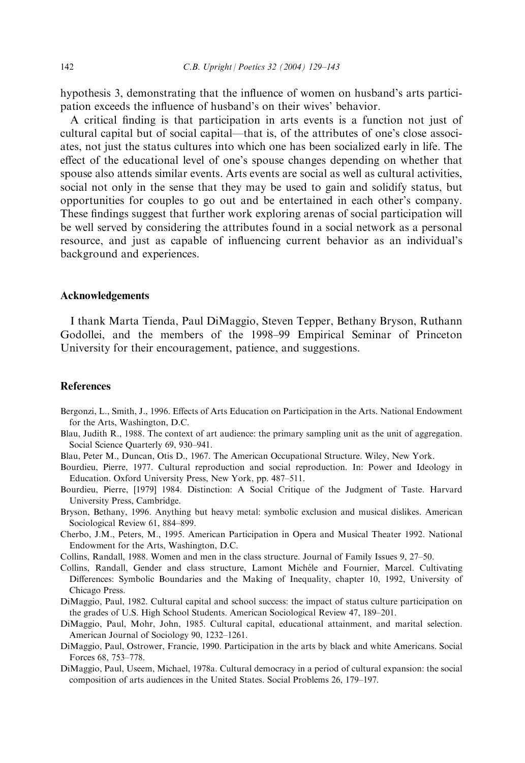hypothesis 3, demonstrating that the influence of women on husband's arts participation exceeds the influence of husband's on their wives' behavior.

A critical finding is that participation in arts events is a function not just of cultural capital but of social capital—that is, of the attributes of one's close associates, not just the status cultures into which one has been socialized early in life. The effect of the educational level of one's spouse changes depending on whether that spouse also attends similar events. Arts events are social as well as cultural activities, social not only in the sense that they may be used to gain and solidify status, but opportunities for couples to go out and be entertained in each other's company. These findings suggest that further work exploring arenas of social participation will be well served by considering the attributes found in a social network as a personal resource, and just as capable of influencing current behavior as an individual's background and experiences.

## Acknowledgements

I thank Marta Tienda, Paul DiMaggio, Steven Tepper, Bethany Bryson, Ruthann Godollei, and the members of the 1998–99 Empirical Seminar of Princeton University for their encouragement, patience, and suggestions.

## References

Bergonzi, L., Smith, J., 1996. Effects of Arts Education on Participation in the Arts. National Endowment for the Arts, Washington, D.C.

Blau, Judith R., 1988. The context of art audience: the primary sampling unit as the unit of aggregation. Social Science Quarterly 69, 930–941.

Blau, Peter M., Duncan, Otis D., 1967. The American Occupational Structure. Wiley, New York.

Bourdieu, Pierre, 1977. Cultural reproduction and social reproduction. In: Power and Ideology in Education. Oxford University Press, New York, pp. 487–511.

Bourdieu, Pierre, [1979] 1984. Distinction: A Social Critique of the Judgment of Taste. Harvard University Press, Cambridge.

Bryson, Bethany, 1996. Anything but heavy metal: symbolic exclusion and musical dislikes. American Sociological Review 61, 884–899.

Cherbo, J.M., Peters, M., 1995. American Participation in Opera and Musical Theater 1992. National Endowment for the Arts, Washington, D.C.

Collins, Randall, 1988. Women and men in the class structure. Journal of Family Issues 9, 27–50.

Collins, Randall, Gender and class structure, Lamont Michéle and Fournier, Marcel. Cultivating Differences: Symbolic Boundaries and the Making of Inequality, chapter 10, 1992, University of Chicago Press.

DiMaggio, Paul, 1982. Cultural capital and school success: the impact of status culture participation on the grades of U.S. High School Students. American Sociological Review 47, 189–201.

DiMaggio, Paul, Mohr, John, 1985. Cultural capital, educational attainment, and marital selection. American Journal of Sociology 90, 1232–1261.

DiMaggio, Paul, Ostrower, Francie, 1990. Participation in the arts by black and white Americans. Social Forces 68, 753–778.

DiMaggio, Paul, Useem, Michael, 1978a. Cultural democracy in a period of cultural expansion: the social composition of arts audiences in the United States. Social Problems 26, 179–197.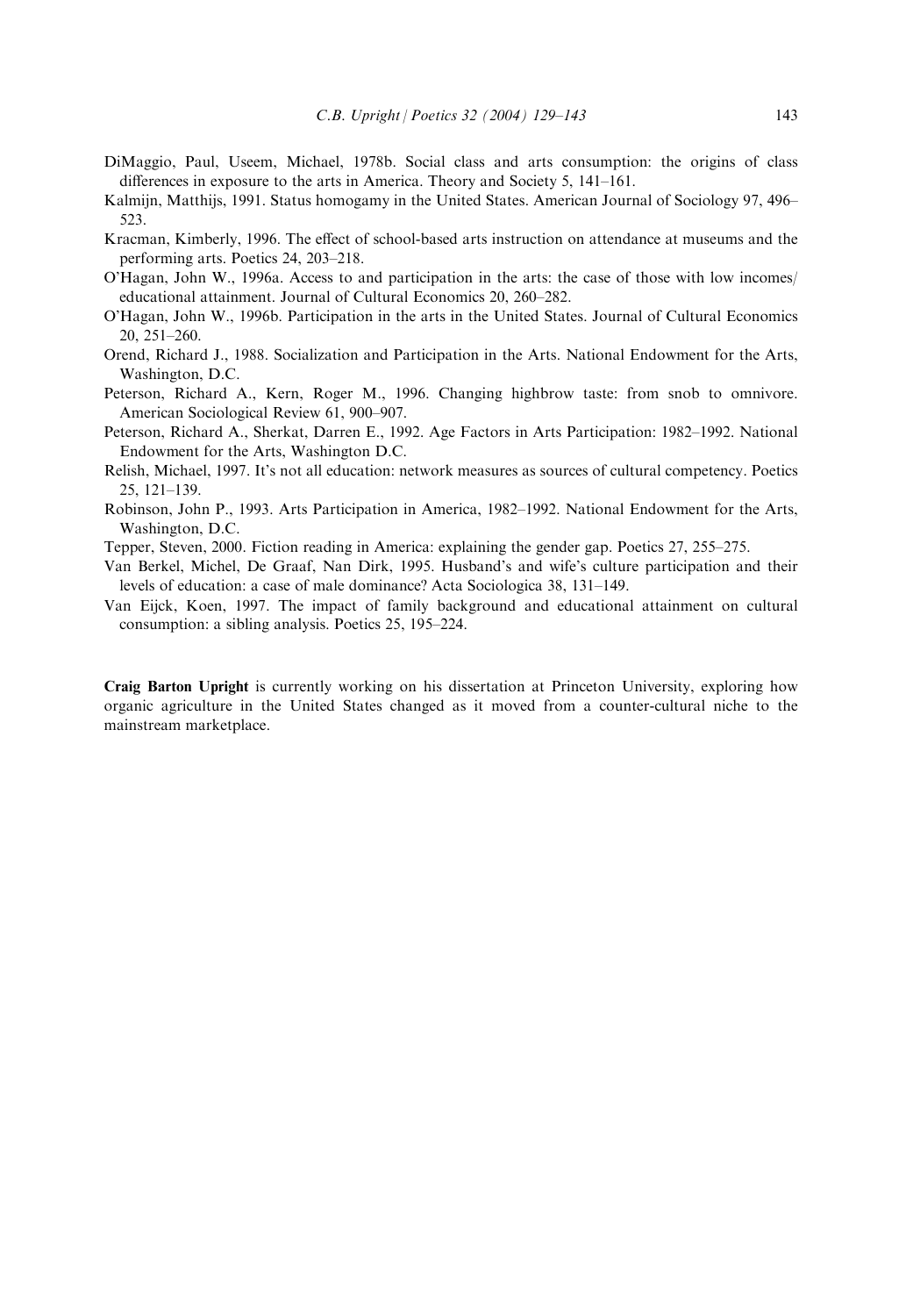DiMaggio, Paul, Useem, Michael, 1978b. Social class and arts consumption: the origins of class differences in exposure to the arts in America. Theory and Society 5, 141–161.

Kalmijn, Matthijs, 1991. Status homogamy in the United States. American Journal of Sociology 97, 496–523.

Kracman, Kimberly, 1996. The effect of school-based arts instruction on attendance at museums and the performing arts. Poetics 24, 203–218.

O'Hagan, John W., 1996a. Access to and participation in the arts: the case of those with low incomes/educational attainment. Journal of Cultural Economics 20, 260–282.

O'Hagan, John W., 1996b. Participation in the arts in the United States. Journal of Cultural Economics 20, 251–260.

Orend, Richard J., 1988. Socialization and Participation in the Arts. National Endowment for the Arts, Washington, D.C.

Peterson, Richard A., Kern, Roger M., 1996. Changing highbrow taste: from snob to omnivore. American Sociological Review 61, 900–907.

Peterson, Richard A., Sherkat, Darren E., 1992. Age Factors in Arts Participation: 1982–1992. National Endowment for the Arts, Washington D.C.

Relish, Michael, 1997. It's not all education: network measures as sources of cultural competency. Poetics 25, 121–139.

Robinson, John P., 1993. Arts Participation in America, 1982–1992. National Endowment for the Arts, Washington, D.C.

Tepper, Steven, 2000. Fiction reading in America: explaining the gender gap. Poetics 27, 255–275.

Van Berkel, Michel, De Graaf, Nan Dirk, 1995. Husband's and wife's culture participation and their levels of education: a case of male dominance? Acta Sociologica 38, 131–149.

Van Eijck, Koen, 1997. The impact of family background and educational attainment on cultural consumption: a sibling analysis. Poetics 25, 195–224.

**Craig Barton Upright** is currently working on his dissertation at Princeton University, exploring how organic agriculture in the United States changed as it moved from a counter-cultural niche to the mainstream marketplace.